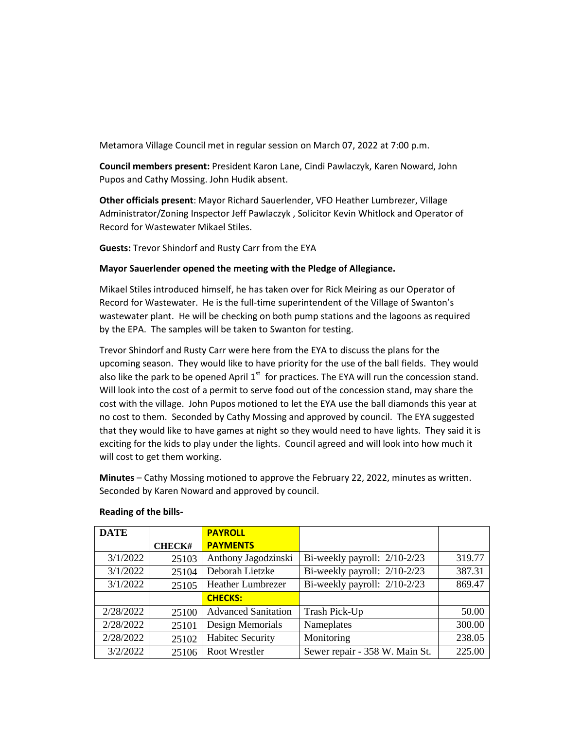Metamora Village Council met in regular session on March 07, 2022 at 7:00 p.m.

**Council members present:** President Karon Lane, Cindi Pawlaczyk, Karen Noward, John Pupos and Cathy Mossing. John Hudik absent.

**Other officials present**: Mayor Richard Sauerlender, VFO Heather Lumbrezer, Village Administrator/Zoning Inspector Jeff Pawlaczyk , Solicitor Kevin Whitlock and Operator of Record for Wastewater Mikael Stiles.

**Guests:** Trevor Shindorf and Rusty Carr from the EYA

**Mayor Sauerlender opened the meeting with the Pledge of Allegiance.**

Mikael Stiles introduced himself, he has taken over for Rick Meiring as our Operator of Record for Wastewater. He is the full-time superintendent of the Village of Swanton's wastewater plant. He will be checking on both pump stations and the lagoons as required by the EPA. The samples will be taken to Swanton for testing.

Trevor Shindorf and Rusty Carr were here from the EYA to discuss the plans for the upcoming season. They would like to have priority for the use of the ball fields. They would also like the park to be opened April 1st for practices. The EYA will run the concession stand. Will look into the cost of a permit to serve food out of the concession stand, may share the cost with the village. John Pupos motioned to let the EYA use the ball diamonds this year at no cost to them. Seconded by Cathy Mossing and approved by council. The EYA suggested that they would like to have games at night so they would need to have lights. They said it is exciting for the kids to play under the lights. Council agreed and will look into how much it will cost to get them working.

**Minutes** – Cathy Mossing motioned to approve the February 22, 2022, minutes as written. Seconded by Karen Noward and approved by council.

**Reading of the bills-**

| DATE | CHECK# | PAYROLL PAYMENTS | | |
|---|---|---|---|---|
| 3/1/2022 | 25103 | Anthony Jagodzinski | Bi-weekly payroll: 2/10-2/23 | 319.77 |
| 3/1/2022 | 25104 | Deborah Lietzke | Bi-weekly payroll: 2/10-2/23 | 387.31 |
| 3/1/2022 | 25105 | Heather Lumbrezer | Bi-weekly payroll: 2/10-2/23 | 869.47 |
| | | CHECKS: | | |
| 2/28/2022 | 25100 | Advanced Sanitation | Trash Pick-Up | 50.00 |
| 2/28/2022 | 25101 | Design Memorials | Nameplates | 300.00 |
| 2/28/2022 | 25102 | Habitec Security | Monitoring | 238.05 |
| 3/2/2022 | 25106 | Root Wrestler | Sewer repair - 358 W. Main St. | 225.00 |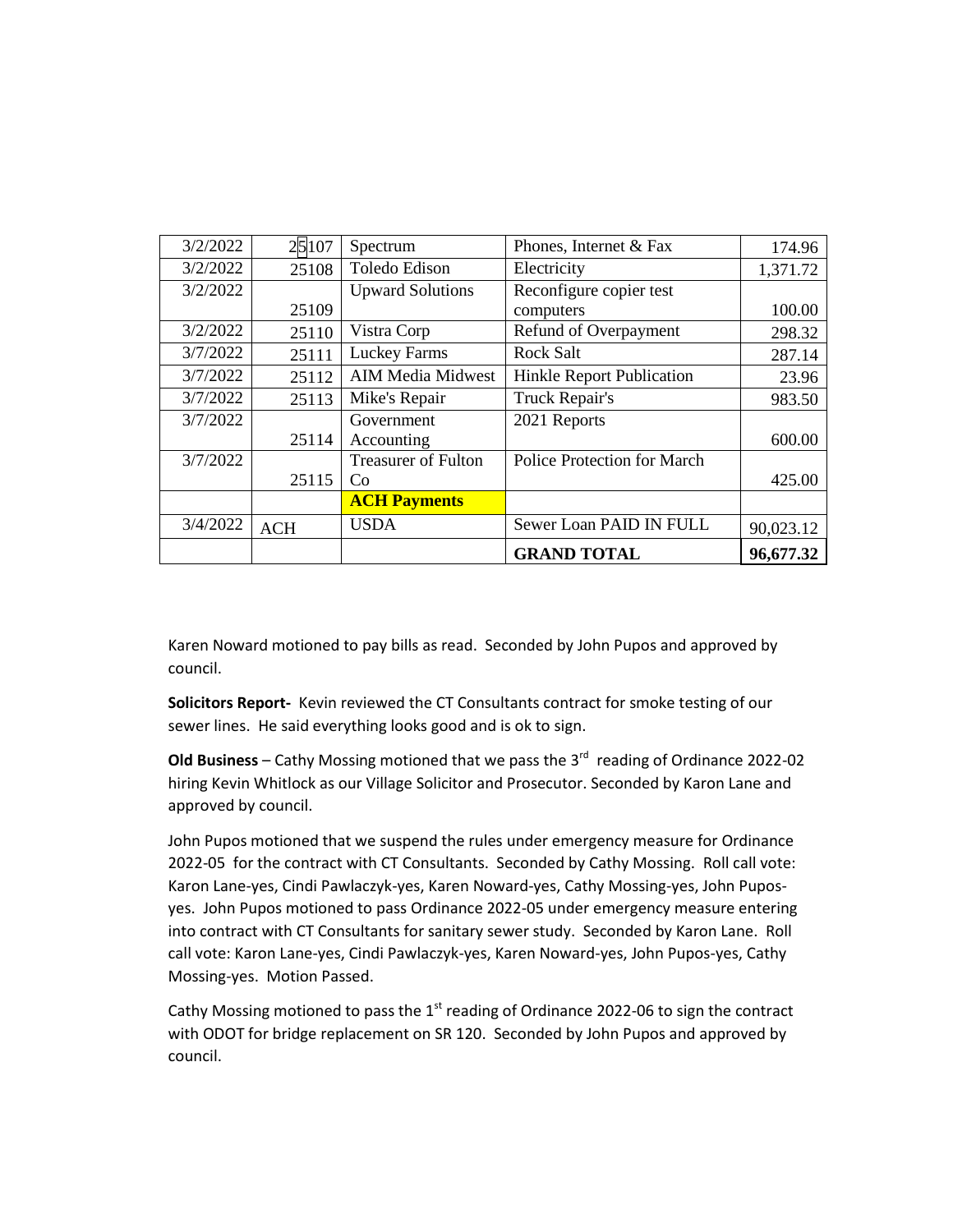| | | | | |
|---|---|---|---|---|
| 3/2/2022 | 25107 | Spectrum | Phones, Internet & Fax | 174.96 |
| 3/2/2022 | 25108 | Toledo Edison | Electricity | 1,371.72 |
| 3/2/2022 | 25109 | Upward Solutions | Reconfigure copier test computers | 100.00 |
| 3/2/2022 | 25110 | Vistra Corp | Refund of Overpayment | 298.32 |
| 3/7/2022 | 25111 | Luckey Farms | Rock Salt | 287.14 |
| 3/7/2022 | 25112 | AIM Media Midwest | Hinkle Report Publication | 23.96 |
| 3/7/2022 | 25113 | Mike's Repair | Truck Repair's | 983.50 |
| 3/7/2022 | 25114 | Government Accounting | 2021 Reports | 600.00 |
| 3/7/2022 | 25115 | Treasurer of Fulton Co | Police Protection for March | 425.00 |
| | | **ACH Payments** | | |
| 3/4/2022 | ACH | USDA | Sewer Loan PAID IN FULL | 90,023.12 |
| | | | **GRAND TOTAL** | **96,677.32** |

Karen Noward motioned to pay bills as read. Seconded by John Pupos and approved by council.

**Solicitors Report-** Kevin reviewed the CT Consultants contract for smoke testing of our sewer lines. He said everything looks good and is ok to sign.

**Old Business** – Cathy Mossing motioned that we pass the 3rd reading of Ordinance 2022-02 hiring Kevin Whitlock as our Village Solicitor and Prosecutor. Seconded by Karon Lane and approved by council.

John Pupos motioned that we suspend the rules under emergency measure for Ordinance 2022-05 for the contract with CT Consultants. Seconded by Cathy Mossing. Roll call vote: Karon Lane-yes, Cindi Pawlaczyk-yes, Karen Noward-yes, Cathy Mossing-yes, John Pupos-yes. John Pupos motioned to pass Ordinance 2022-05 under emergency measure entering into contract with CT Consultants for sanitary sewer study. Seconded by Karon Lane. Roll call vote: Karon Lane-yes, Cindi Pawlaczyk-yes, Karen Noward-yes, John Pupos-yes, Cathy Mossing-yes. Motion Passed.

Cathy Mossing motioned to pass the 1st reading of Ordinance 2022-06 to sign the contract with ODOT for bridge replacement on SR 120. Seconded by John Pupos and approved by council.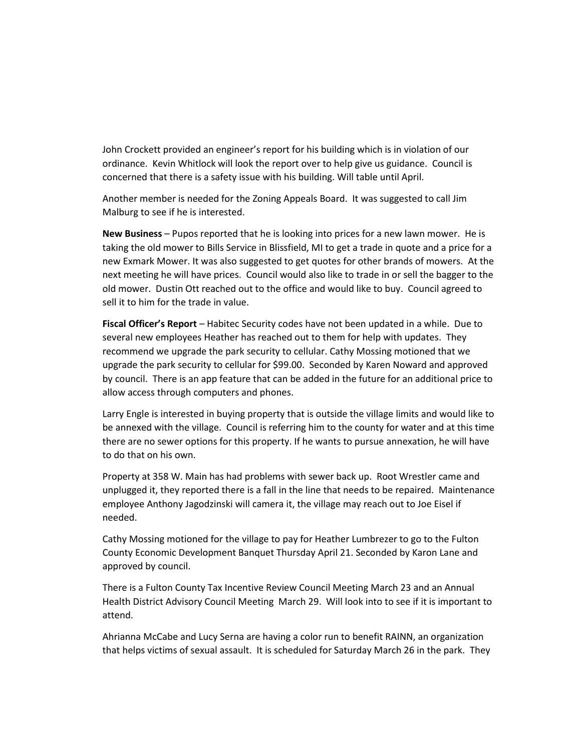John Crockett provided an engineer's report for his building which is in violation of our ordinance. Kevin Whitlock will look the report over to help give us guidance. Council is concerned that there is a safety issue with his building. Will table until April.

Another member is needed for the Zoning Appeals Board. It was suggested to call Jim Malburg to see if he is interested.

**New Business** – Pupos reported that he is looking into prices for a new lawn mower. He is taking the old mower to Bills Service in Blissfield, MI to get a trade in quote and a price for a new Exmark Mower. It was also suggested to get quotes for other brands of mowers. At the next meeting he will have prices. Council would also like to trade in or sell the bagger to the old mower. Dustin Ott reached out to the office and would like to buy. Council agreed to sell it to him for the trade in value.

**Fiscal Officer's Report** – Habitec Security codes have not been updated in a while. Due to several new employees Heather has reached out to them for help with updates. They recommend we upgrade the park security to cellular. Cathy Mossing motioned that we upgrade the park security to cellular for $99.00. Seconded by Karen Noward and approved by council. There is an app feature that can be added in the future for an additional price to allow access through computers and phones.

Larry Engle is interested in buying property that is outside the village limits and would like to be annexed with the village. Council is referring him to the county for water and at this time there are no sewer options for this property. If he wants to pursue annexation, he will have to do that on his own.

Property at 358 W. Main has had problems with sewer back up. Root Wrestler came and unplugged it, they reported there is a fall in the line that needs to be repaired. Maintenance employee Anthony Jagodzinski will camera it, the village may reach out to Joe Eisel if needed.

Cathy Mossing motioned for the village to pay for Heather Lumbrezer to go to the Fulton County Economic Development Banquet Thursday April 21. Seconded by Karon Lane and approved by council.

There is a Fulton County Tax Incentive Review Council Meeting March 23 and an Annual Health District Advisory Council Meeting March 29. Will look into to see if it is important to attend.

Ahrianna McCabe and Lucy Serna are having a color run to benefit RAINN, an organization that helps victims of sexual assault. It is scheduled for Saturday March 26 in the park. They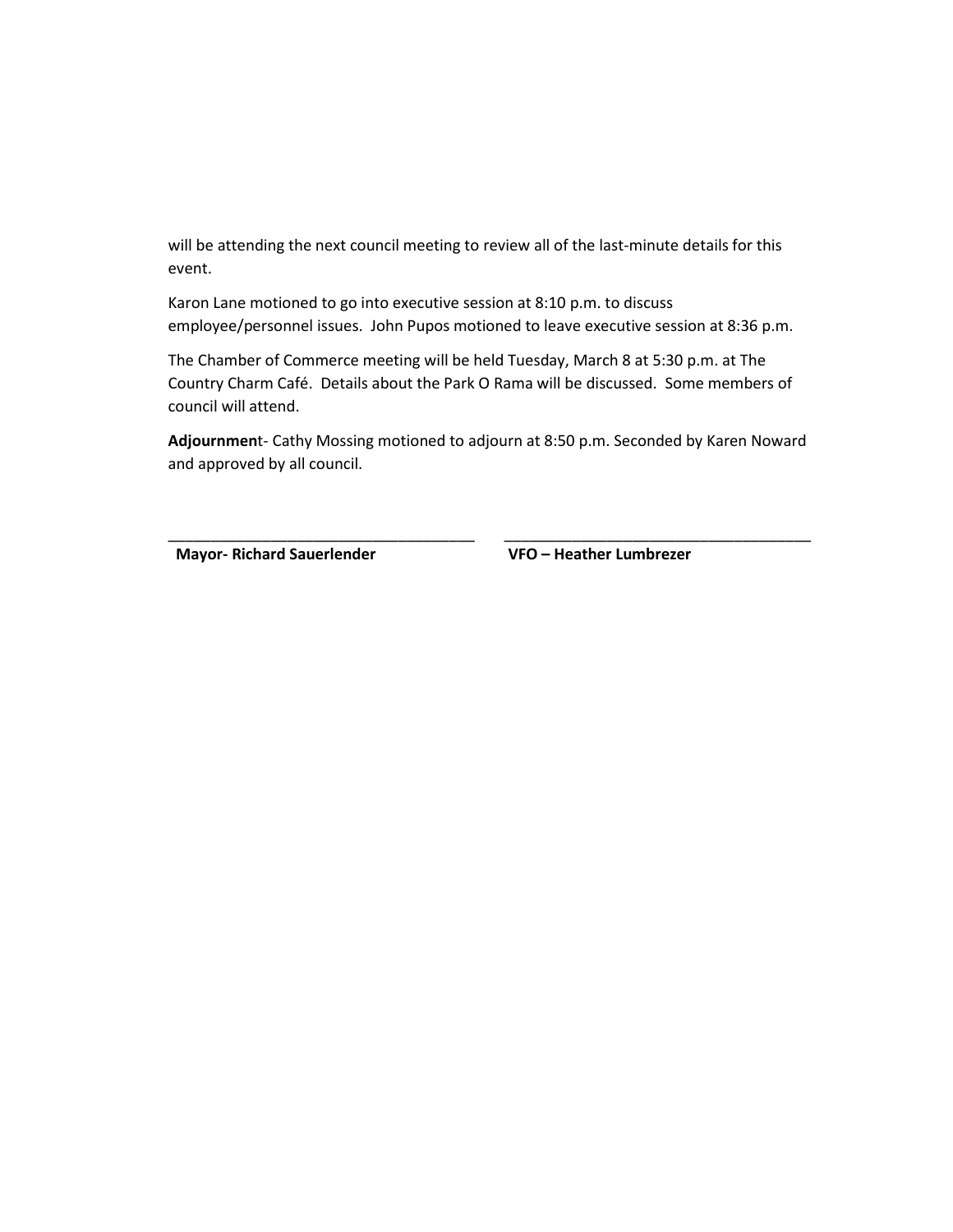will be attending the next council meeting to review all of the last-minute details for this event.

Karon Lane motioned to go into executive session at 8:10 p.m. to discuss employee/personnel issues. John Pupos motioned to leave executive session at 8:36 p.m.

The Chamber of Commerce meeting will be held Tuesday, March 8 at 5:30 p.m. at The Country Charm Café. Details about the Park O Rama will be discussed. Some members of council will attend.

**Adjournmen**t- Cathy Mossing motioned to adjourn at 8:50 p.m. Seconded by Karen Noward and approved by all council.

_____________________________________ _____________________________________

**Mayor- Richard Sauerlender** **VFO – Heather Lumbrezer**